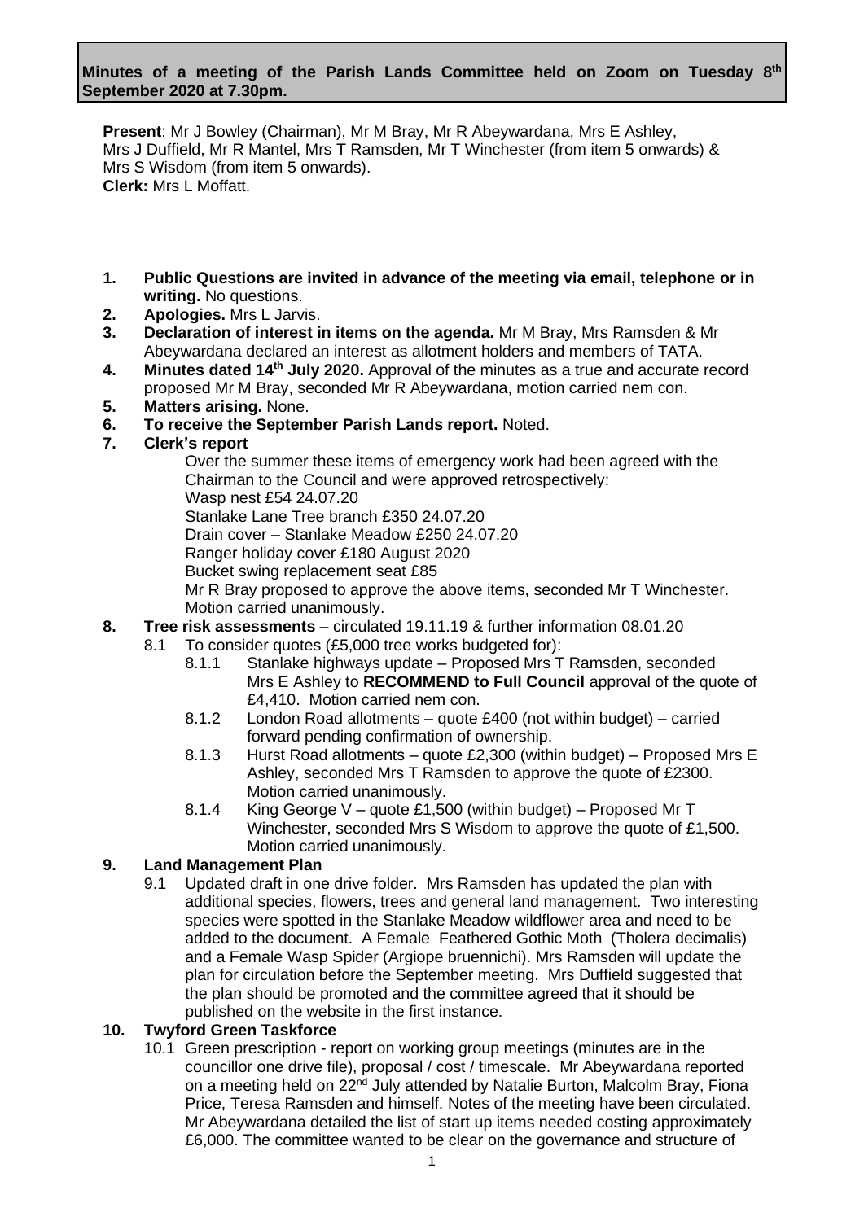**Minutes of a meeting of the Parish Lands Committee held on Zoom on Tuesday 8th September 2020 at 7.30pm.**

**Present**: Mr J Bowley (Chairman), Mr M Bray, Mr R Abeywardana, Mrs E Ashley, Mrs J Duffield, Mr R Mantel, Mrs T Ramsden, Mr T Winchester (from item 5 onwards) & Mrs S Wisdom (from item 5 onwards).
**Clerk:** Mrs L Moffatt.

1. **Public Questions are invited in advance of the meeting via email, telephone or in writing.** No questions.
2. **Apologies.** Mrs L Jarvis.
3. **Declaration of interest in items on the agenda.** Mr M Bray, Mrs Ramsden & Mr Abeywardana declared an interest as allotment holders and members of TATA.
4. **Minutes dated 14th July 2020.** Approval of the minutes as a true and accurate record proposed Mr M Bray, seconded Mr R Abeywardana, motion carried nem con.
5. **Matters arising.** None.
6. **To receive the September Parish Lands report.** Noted.
7. **Clerk's report**

   Over the summer these items of emergency work had been agreed with the Chairman to the Council and were approved retrospectively:
   Wasp nest £54 24.07.20
   Stanlake Lane Tree branch £350 24.07.20
   Drain cover – Stanlake Meadow £250 24.07.20
   Ranger holiday cover £180 August 2020
   Bucket swing replacement seat £85
   Mr R Bray proposed to approve the above items, seconded Mr T Winchester. Motion carried unanimously.

8. **Tree risk assessments** – circulated 19.11.19 & further information 08.01.20
   - 8.1 To consider quotes (£5,000 tree works budgeted for):
     - 8.1.1 Stanlake highways update – Proposed Mrs T Ramsden, seconded Mrs E Ashley to **RECOMMEND to Full Council** approval of the quote of £4,410. Motion carried nem con.
     - 8.1.2 London Road allotments – quote £400 (not within budget) – carried forward pending confirmation of ownership.
     - 8.1.3 Hurst Road allotments – quote £2,300 (within budget) – Proposed Mrs E Ashley, seconded Mrs T Ramsden to approve the quote of £2300. Motion carried unanimously.
     - 8.1.4 King George V – quote £1,500 (within budget) – Proposed Mr T Winchester, seconded Mrs S Wisdom to approve the quote of £1,500. Motion carried unanimously.

9. **Land Management Plan**
   - 9.1 Updated draft in one drive folder. Mrs Ramsden has updated the plan with additional species, flowers, trees and general land management. Two interesting species were spotted in the Stanlake Meadow wildflower area and need to be added to the document. A Female Feathered Gothic Moth (Tholera decimalis) and a Female Wasp Spider (Argiope bruennichi). Mrs Ramsden will update the plan for circulation before the September meeting. Mrs Duffield suggested that the plan should be promoted and the committee agreed that it should be published on the website in the first instance.

10. **Twyford Green Taskforce**
    - 10.1 Green prescription - report on working group meetings (minutes are in the councillor one drive file), proposal / cost / timescale. Mr Abeywardana reported on a meeting held on 22nd July attended by Natalie Burton, Malcolm Bray, Fiona Price, Teresa Ramsden and himself. Notes of the meeting have been circulated. Mr Abeywardana detailed the list of start up items needed costing approximately £6,000. The committee wanted to be clear on the governance and structure of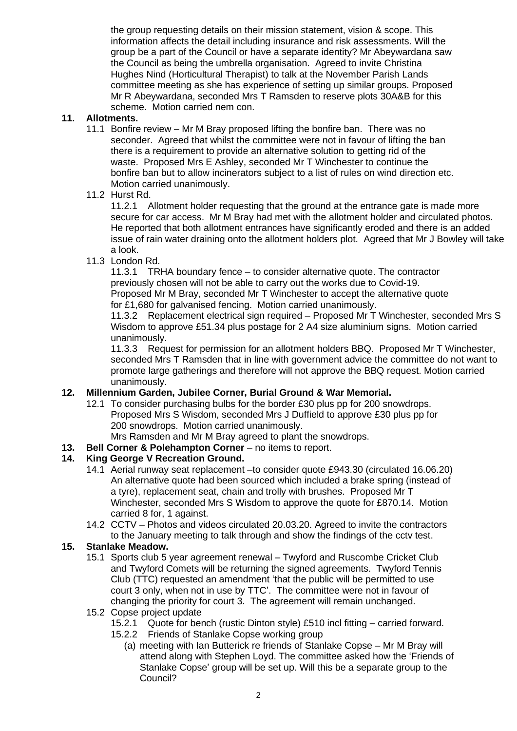the group requesting details on their mission statement, vision & scope. This information affects the detail including insurance and risk assessments. Will the group be a part of the Council or have a separate identity? Mr Abeywardana saw the Council as being the umbrella organisation. Agreed to invite Christina Hughes Nind (Horticultural Therapist) to talk at the November Parish Lands committee meeting as she has experience of setting up similar groups. Proposed Mr R Abeywardana, seconded Mrs T Ramsden to reserve plots 30A&B for this scheme. Motion carried nem con.

**11. Allotments.**

11.1 Bonfire review – Mr M Bray proposed lifting the bonfire ban. There was no seconder. Agreed that whilst the committee were not in favour of lifting the ban there is a requirement to provide an alternative solution to getting rid of the waste. Proposed Mrs E Ashley, seconded Mr T Winchester to continue the bonfire ban but to allow incinerators subject to a list of rules on wind direction etc. Motion carried unanimously.

11.2 Hurst Rd.

11.2.1 Allotment holder requesting that the ground at the entrance gate is made more secure for car access. Mr M Bray had met with the allotment holder and circulated photos. He reported that both allotment entrances have significantly eroded and there is an added issue of rain water draining onto the allotment holders plot. Agreed that Mr J Bowley will take a look.

11.3 London Rd.

11.3.1 TRHA boundary fence – to consider alternative quote. The contractor previously chosen will not be able to carry out the works due to Covid-19. Proposed Mr M Bray, seconded Mr T Winchester to accept the alternative quote for £1,680 for galvanised fencing. Motion carried unanimously.

11.3.2 Replacement electrical sign required – Proposed Mr T Winchester, seconded Mrs S Wisdom to approve £51.34 plus postage for 2 A4 size aluminium signs. Motion carried unanimously.

11.3.3 Request for permission for an allotment holders BBQ. Proposed Mr T Winchester, seconded Mrs T Ramsden that in line with government advice the committee do not want to promote large gatherings and therefore will not approve the BBQ request. Motion carried unanimously.

**12. Millennium Garden, Jubilee Corner, Burial Ground & War Memorial.**

12.1 To consider purchasing bulbs for the border £30 plus pp for 200 snowdrops. Proposed Mrs S Wisdom, seconded Mrs J Duffield to approve £30 plus pp for 200 snowdrops. Motion carried unanimously.
Mrs Ramsden and Mr M Bray agreed to plant the snowdrops.

**13. Bell Corner & Polehampton Corner** – no items to report.

**14. King George V Recreation Ground.**

14.1 Aerial runway seat replacement –to consider quote £943.30 (circulated 16.06.20) An alternative quote had been sourced which included a brake spring (instead of a tyre), replacement seat, chain and trolly with brushes. Proposed Mr T Winchester, seconded Mrs S Wisdom to approve the quote for £870.14. Motion carried 8 for, 1 against.

14.2 CCTV – Photos and videos circulated 20.03.20. Agreed to invite the contractors to the January meeting to talk through and show the findings of the cctv test.

**15. Stanlake Meadow.**

15.1 Sports club 5 year agreement renewal – Twyford and Ruscombe Cricket Club and Twyford Comets will be returning the signed agreements. Twyford Tennis Club (TTC) requested an amendment 'that the public will be permitted to use court 3 only, when not in use by TTC'. The committee were not in favour of changing the priority for court 3. The agreement will remain unchanged.

15.2 Copse project update

15.2.1 Quote for bench (rustic Dinton style) £510 incl fitting – carried forward.

15.2.2 Friends of Stanlake Copse working group

(a) meeting with Ian Butterick re friends of Stanlake Copse – Mr M Bray will attend along with Stephen Loyd. The committee asked how the 'Friends of Stanlake Copse' group will be set up. Will this be a separate group to the Council?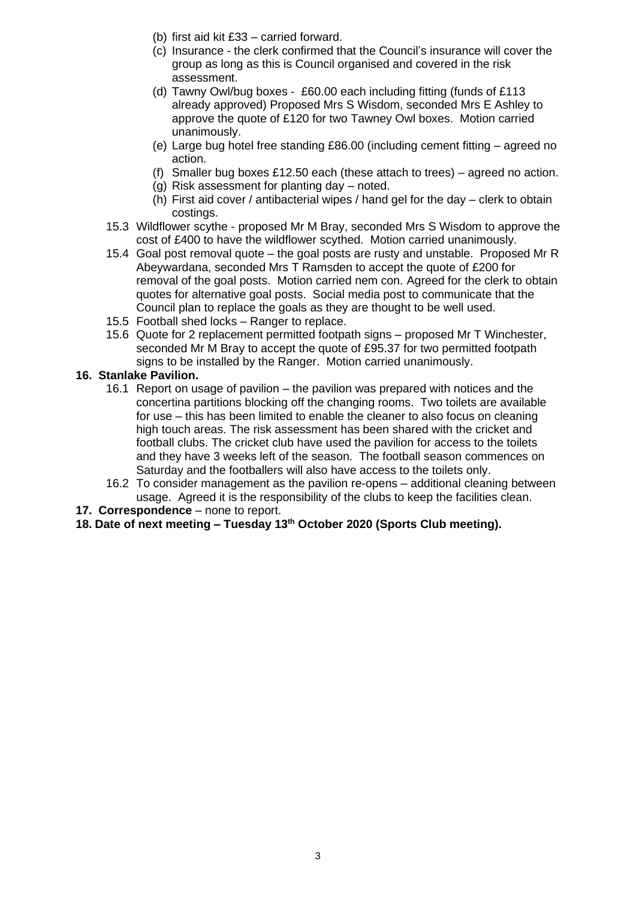(b) first aid kit £33 – carried forward.

(c) Insurance - the clerk confirmed that the Council's insurance will cover the group as long as this is Council organised and covered in the risk assessment.

(d) Tawny Owl/bug boxes - £60.00 each including fitting (funds of £113 already approved) Proposed Mrs S Wisdom, seconded Mrs E Ashley to approve the quote of £120 for two Tawney Owl boxes. Motion carried unanimously.

(e) Large bug hotel free standing £86.00 (including cement fitting – agreed no action.

(f) Smaller bug boxes £12.50 each (these attach to trees) – agreed no action.

(g) Risk assessment for planting day – noted.

(h) First aid cover / antibacterial wipes / hand gel for the day – clerk to obtain costings.

15.3 Wildflower scythe - proposed Mr M Bray, seconded Mrs S Wisdom to approve the cost of £400 to have the wildflower scythed. Motion carried unanimously.

15.4 Goal post removal quote – the goal posts are rusty and unstable. Proposed Mr R Abeywardana, seconded Mrs T Ramsden to accept the quote of £200 for removal of the goal posts. Motion carried nem con. Agreed for the clerk to obtain quotes for alternative goal posts. Social media post to communicate that the Council plan to replace the goals as they are thought to be well used.

15.5 Football shed locks – Ranger to replace.

15.6 Quote for 2 replacement permitted footpath signs – proposed Mr T Winchester, seconded Mr M Bray to accept the quote of £95.37 for two permitted footpath signs to be installed by the Ranger. Motion carried unanimously.

**16. Stanlake Pavilion.**

16.1 Report on usage of pavilion – the pavilion was prepared with notices and the concertina partitions blocking off the changing rooms. Two toilets are available for use – this has been limited to enable the cleaner to also focus on cleaning high touch areas. The risk assessment has been shared with the cricket and football clubs. The cricket club have used the pavilion for access to the toilets and they have 3 weeks left of the season. The football season commences on Saturday and the footballers will also have access to the toilets only.

16.2 To consider management as the pavilion re-opens – additional cleaning between usage. Agreed it is the responsibility of the clubs to keep the facilities clean.

**17. Correspondence** – none to report.

**18. Date of next meeting – Tuesday 13th October 2020 (Sports Club meeting).**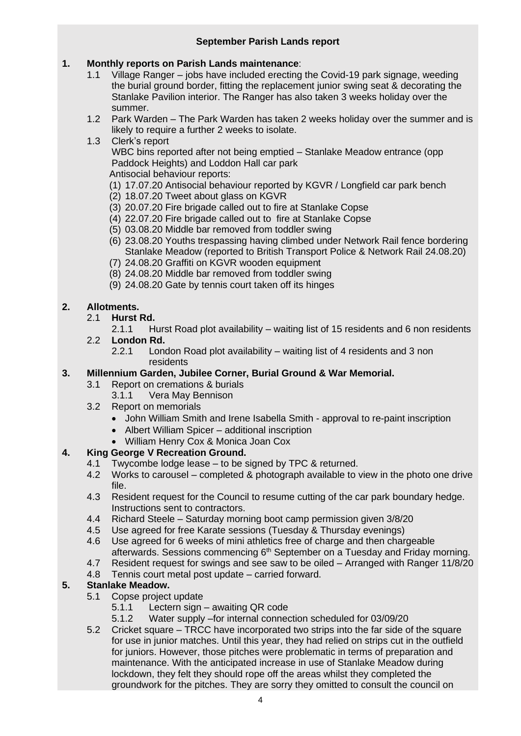**September Parish Lands report**

1. **Monthly reports on Parish Lands maintenance**:
    1.1 Village Ranger – jobs have included erecting the Covid-19 park signage, weeding the burial ground border, fitting the replacement junior swing seat & decorating the Stanlake Pavilion interior. The Ranger has also taken 3 weeks holiday over the summer.
    1.2 Park Warden – The Park Warden has taken 2 weeks holiday over the summer and is likely to require a further 2 weeks to isolate.
    1.3 Clerk's report
    WBC bins reported after not being emptied – Stanlake Meadow entrance (opp Paddock Heights) and Loddon Hall car park
    Antisocial behaviour reports:
    (1) 17.07.20 Antisocial behaviour reported by KGVR / Longfield car park bench
    (2) 18.07.20 Tweet about glass on KGVR
    (3) 20.07.20 Fire brigade called out to fire at Stanlake Copse
    (4) 22.07.20 Fire brigade called out to fire at Stanlake Copse
    (5) 03.08.20 Middle bar removed from toddler swing
    (6) 23.08.20 Youths trespassing having climbed under Network Rail fence bordering Stanlake Meadow (reported to British Transport Police & Network Rail 24.08.20)
    (7) 24.08.20 Graffiti on KGVR wooden equipment
    (8) 24.08.20 Middle bar removed from toddler swing
    (9) 24.08.20 Gate by tennis court taken off its hinges

2. **Allotments.**
    2.1 **Hurst Rd.**
        2.1.1 Hurst Road plot availability – waiting list of 15 residents and 6 non residents
    2.2 **London Rd.**
        2.2.1 London Road plot availability – waiting list of 4 residents and 3 non residents

3. **Millennium Garden, Jubilee Corner, Burial Ground & War Memorial.**
    3.1 Report on cremations & burials
        3.1.1 Vera May Bennison
    3.2 Report on memorials
        - John William Smith and Irene Isabella Smith - approval to re-paint inscription
        - Albert William Spicer – additional inscription
        - William Henry Cox & Monica Joan Cox

4. **King George V Recreation Ground.**
    4.1 Twycombe lodge lease – to be signed by TPC & returned.
    4.2 Works to carousel – completed & photograph available to view in the photo one drive file.
    4.3 Resident request for the Council to resume cutting of the car park boundary hedge. Instructions sent to contractors.
    4.4 Richard Steele – Saturday morning boot camp permission given 3/8/20
    4.5 Use agreed for free Karate sessions (Tuesday & Thursday evenings)
    4.6 Use agreed for 6 weeks of mini athletics free of charge and then chargeable afterwards. Sessions commencing 6th September on a Tuesday and Friday morning.
    4.7 Resident request for swings and see saw to be oiled – Arranged with Ranger 11/8/20
    4.8 Tennis court metal post update – carried forward.

5. **Stanlake Meadow.**
    5.1 Copse project update
        5.1.1 Lectern sign – awaiting QR code
        5.1.2 Water supply –for internal connection scheduled for 03/09/20
    5.2 Cricket square – TRCC have incorporated two strips into the far side of the square for use in junior matches. Until this year, they had relied on strips cut in the outfield for juniors. However, those pitches were problematic in terms of preparation and maintenance. With the anticipated increase in use of Stanlake Meadow during lockdown, they felt they should rope off the areas whilst they completed the groundwork for the pitches. They are sorry they omitted to consult the council on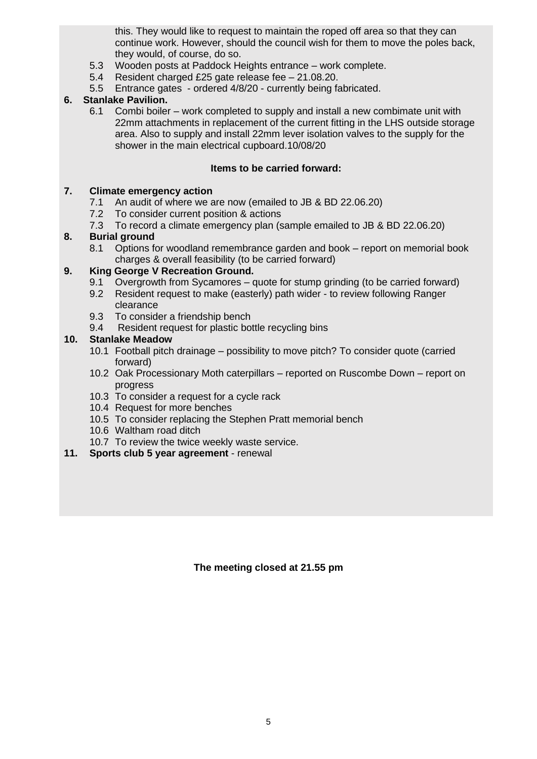this. They would like to request to maintain the roped off area so that they can continue work. However, should the council wish for them to move the poles back, they would, of course, do so.

- 5.3 Wooden posts at Paddock Heights entrance – work complete.
- 5.4 Resident charged £25 gate release fee – 21.08.20.
- 5.5 Entrance gates - ordered 4/8/20 - currently being fabricated.

**6. Stanlake Pavilion.**

- 6.1 Combi boiler – work completed to supply and install a new combimate unit with 22mm attachments in replacement of the current fitting in the LHS outside storage area. Also to supply and install 22mm lever isolation valves to the supply for the shower in the main electrical cupboard.10/08/20

**Items to be carried forward:**

**7. Climate emergency action**

- 7.1 An audit of where we are now (emailed to JB & BD 22.06.20)
- 7.2 To consider current position & actions
- 7.3 To record a climate emergency plan (sample emailed to JB & BD 22.06.20)

**8. Burial ground**

- 8.1 Options for woodland remembrance garden and book – report on memorial book charges & overall feasibility (to be carried forward)

**9. King George V Recreation Ground.**

- 9.1 Overgrowth from Sycamores – quote for stump grinding (to be carried forward)
- 9.2 Resident request to make (easterly) path wider - to review following Ranger clearance
- 9.3 To consider a friendship bench
- 9.4 Resident request for plastic bottle recycling bins

**10. Stanlake Meadow**

- 10.1 Football pitch drainage – possibility to move pitch? To consider quote (carried forward)
- 10.2 Oak Processionary Moth caterpillars – reported on Ruscombe Down – report on progress
- 10.3 To consider a request for a cycle rack
- 10.4 Request for more benches
- 10.5 To consider replacing the Stephen Pratt memorial bench
- 10.6 Waltham road ditch
- 10.7 To review the twice weekly waste service.

**11. Sports club 5 year agreement** - renewal

**The meeting closed at 21.55 pm**